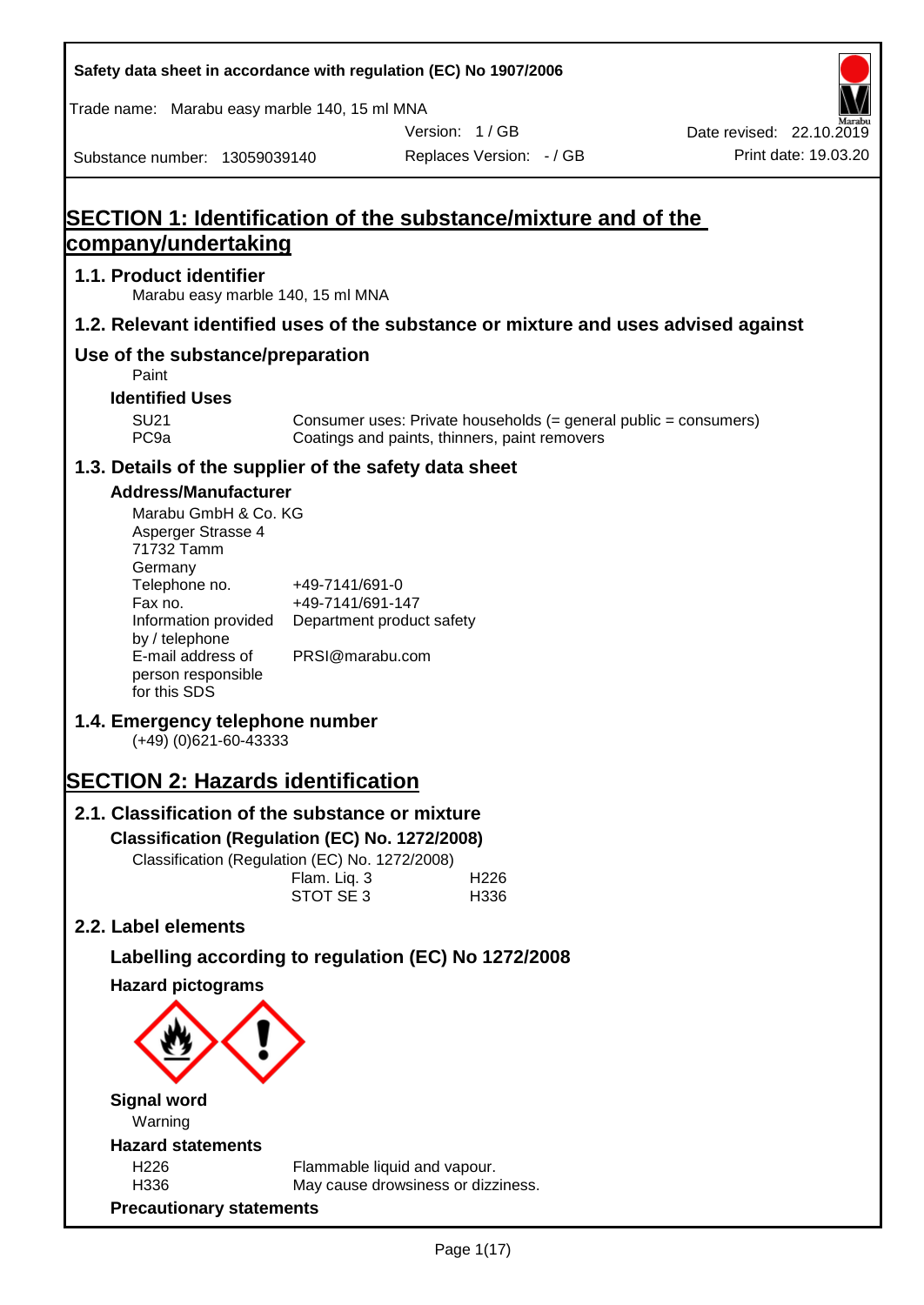Safety data sheet in accordance with regulation (EC) No 1907/2006

Trade name: Marabu easy marble 140, 15 ml MNA

Version: 1 / GB

Date revised: 22.10.2019

Substance number: 13059039140

Replaces Version: - / GB

Print date: 19.03.20

# SECTION 1: Identification of the substance/mixture and of the company/undertaking

## 1.1. Product identifier

Marabu easy marble 140, 15 ml MNA

## 1.2. Relevant identified uses of the substance or mixture and uses advised against

## Use of the substance/preparation

Paint

### Identified Uses

| | |
|---|---|
| SU21 | Consumer uses: Private households (= general public = consumers) |
| PC9a | Coatings and paints, thinners, paint removers |

## 1.3. Details of the supplier of the safety data sheet

### Address/Manufacturer

Marabu GmbH & Co. KG
Asperger Strasse 4
71732 Tamm
Germany

| | |
|---|---|
| Telephone no. | +49-7141/691-0 |
| Fax no. | +49-7141/691-147 |
| Information provided by / telephone | Department product safety |
| E-mail address of person responsible for this SDS | PRSI@marabu.com |

## 1.4. Emergency telephone number

(+49) (0)621-60-43333

# SECTION 2: Hazards identification

## 2.1. Classification of the substance or mixture

### Classification (Regulation (EC) No. 1272/2008)

Classification (Regulation (EC) No. 1272/2008)

| | |
|---|---|
| Flam. Liq. 3 | H226 |
| STOT SE 3 | H336 |

## 2.2. Label elements

### Labelling according to regulation (EC) No 1272/2008

### Hazard pictograms

### Signal word

Warning

### Hazard statements

| | |
|---|---|
| H226 | Flammable liquid and vapour. |
| H336 | May cause drowsiness or dizziness. |

### Precautionary statements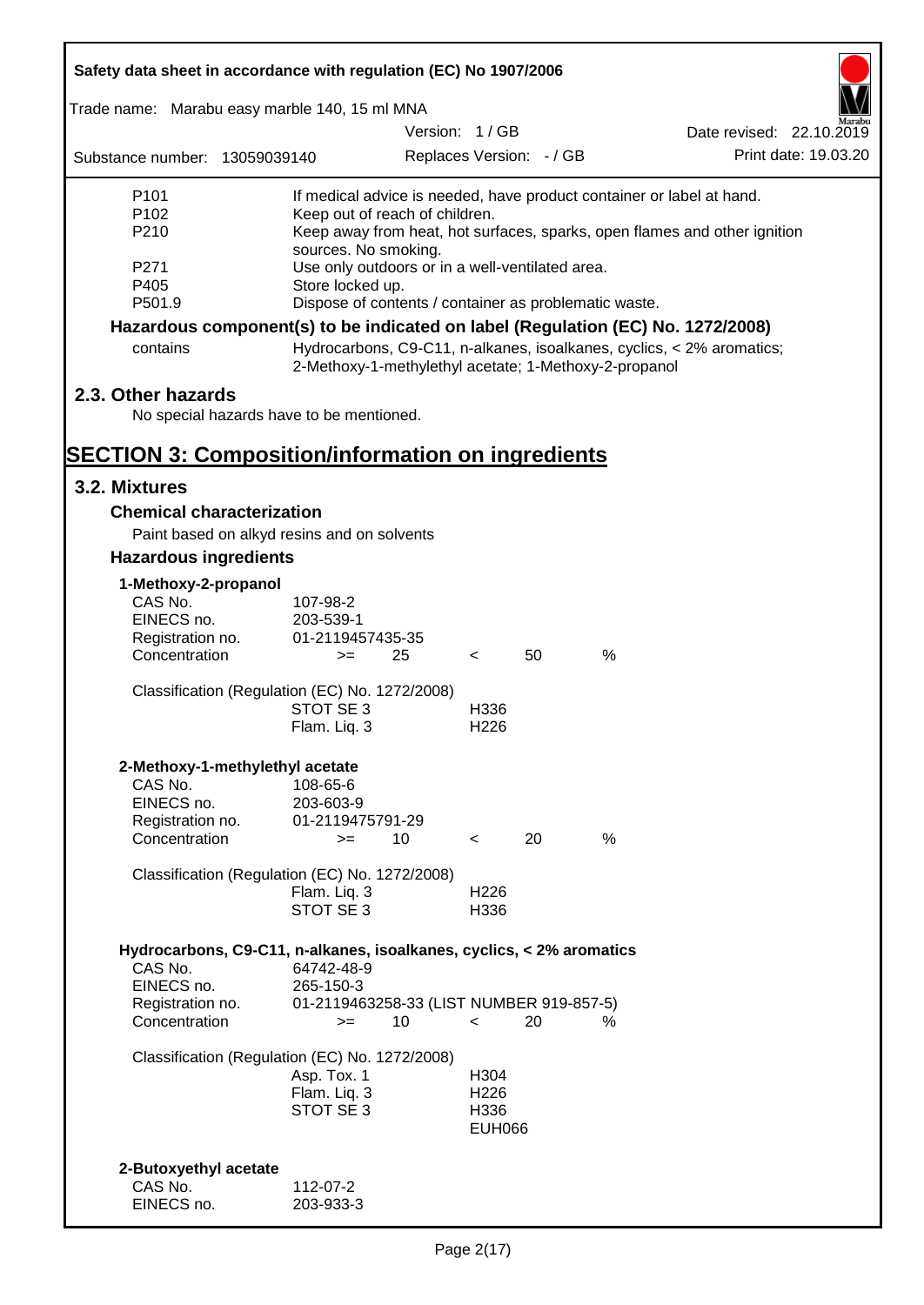| | |
|---|---|
| P101 | If medical advice is needed, have product container or label at hand. |
| P102 | Keep out of reach of children. |
| P210 | Keep away from heat, hot surfaces, sparks, open flames and other ignition sources. No smoking. |
| P271 | Use only outdoors or in a well-ventilated area. |
| P405 | Store locked up. |
| P501.9 | Dispose of contents / container as problematic waste. |

**Hazardous component(s) to be indicated on label (Regulation (EC) No. 1272/2008)**

| | |
|---|---|
| contains | Hydrocarbons, C9-C11, n-alkanes, isoalkanes, cyclics, < 2% aromatics; 2-Methoxy-1-methylethyl acetate; 1-Methoxy-2-propanol |

## 2.3. Other hazards

No special hazards have to be mentioned.

# SECTION 3: Composition/information on ingredients

## 3.2. Mixtures

### Chemical characterization

Paint based on alkyd resins and on solvents

### Hazardous ingredients

**1-Methoxy-2-propanol**

| | | | | | |
|---|---|---|---|---|---|
| CAS No. | 107-98-2 | | | | |
| EINECS no. | 203-539-1 | | | | |
| Registration no. | 01-2119457435-35 | | | | |
| Concentration | >= | 25 | < | 50 | % |

Classification (Regulation (EC) No. 1272/2008)

| | |
|---|---|
| STOT SE 3 | H336 |
| Flam. Liq. 3 | H226 |

**2-Methoxy-1-methylethyl acetate**

| | | | | | |
|---|---|---|---|---|---|
| CAS No. | 108-65-6 | | | | |
| EINECS no. | 203-603-9 | | | | |
| Registration no. | 01-2119475791-29 | | | | |
| Concentration | >= | 10 | < | 20 | % |

Classification (Regulation (EC) No. 1272/2008)

| | |
|---|---|
| Flam. Liq. 3 | H226 |
| STOT SE 3 | H336 |

**Hydrocarbons, C9-C11, n-alkanes, isoalkanes, cyclics, < 2% aromatics**

| | | | | | |
|---|---|---|---|---|---|
| CAS No. | 64742-48-9 | | | | |
| EINECS no. | 265-150-3 | | | | |
| Registration no. | 01-2119463258-33 (LIST NUMBER 919-857-5) | | | | |
| Concentration | >= | 10 | < | 20 | % |

Classification (Regulation (EC) No. 1272/2008)

| | |
|---|---|
| Asp. Tox. 1 | H304 |
| Flam. Liq. 3 | H226 |
| STOT SE 3 | H336 |
| | EUH066 |

**2-Butoxyethyl acetate**

| | |
|---|---|
| CAS No. | 112-07-2 |
| EINECS no. | 203-933-3 |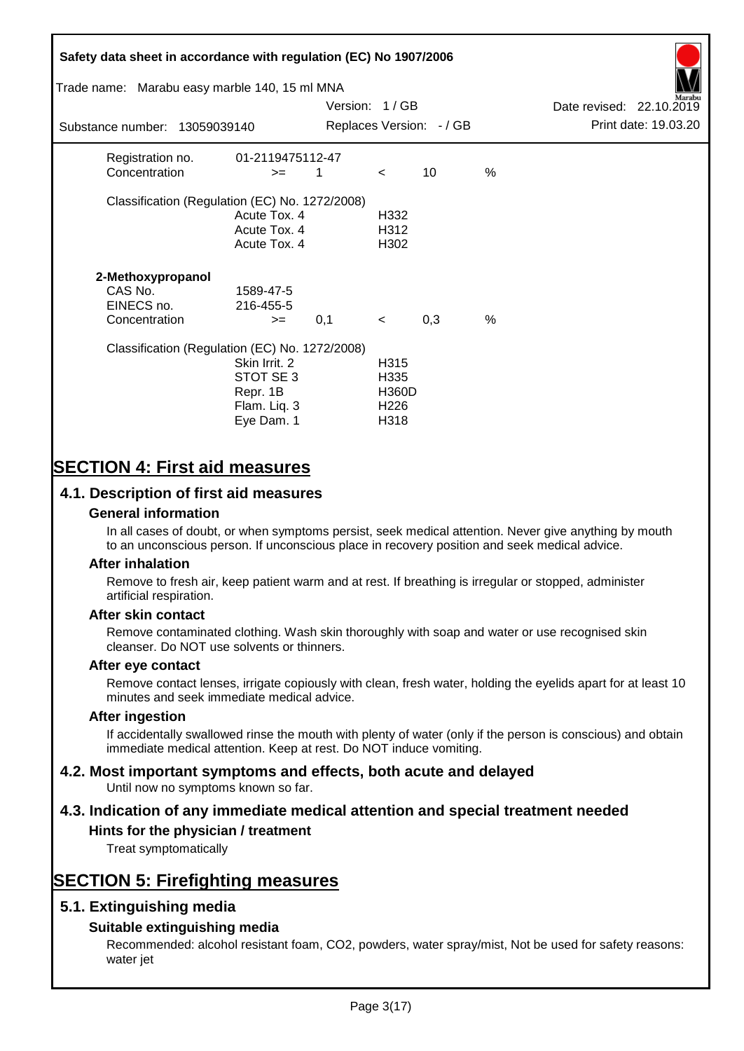| | | | | | |
|---|---|---|---|---|---|
| Registration no. | 01-2119475112-47 | | | | |
| Concentration | >= | 1 | < | 10 | % |

Classification (Regulation (EC) No. 1272/2008)

| | |
|---|---|
| Acute Tox. 4 | H332 |
| Acute Tox. 4 | H312 |
| Acute Tox. 4 | H302 |

**2-Methoxypropanol**

| | | | | | |
|---|---|---|---|---|---|
| CAS No. | 1589-47-5 | | | | |
| EINECS no. | 216-455-5 | | | | |
| Concentration | >= | 0,1 | < | 0,3 | % |

Classification (Regulation (EC) No. 1272/2008)

| | |
|---|---|
| Skin Irrit. 2 | H315 |
| STOT SE 3 | H335 |
| Repr. 1B | H360D |
| Flam. Liq. 3 | H226 |
| Eye Dam. 1 | H318 |

# SECTION 4: First aid measures

## 4.1. Description of first aid measures

### General information

In all cases of doubt, or when symptoms persist, seek medical attention. Never give anything by mouth to an unconscious person. If unconscious place in recovery position and seek medical advice.

### After inhalation

Remove to fresh air, keep patient warm and at rest. If breathing is irregular or stopped, administer artificial respiration.

### After skin contact

Remove contaminated clothing. Wash skin thoroughly with soap and water or use recognised skin cleanser. Do NOT use solvents or thinners.

### After eye contact

Remove contact lenses, irrigate copiously with clean, fresh water, holding the eyelids apart for at least 10 minutes and seek immediate medical advice.

### After ingestion

If accidentally swallowed rinse the mouth with plenty of water (only if the person is conscious) and obtain immediate medical attention. Keep at rest. Do NOT induce vomiting.

## 4.2. Most important symptoms and effects, both acute and delayed

Until now no symptoms known so far.

## 4.3. Indication of any immediate medical attention and special treatment needed

### Hints for the physician / treatment

Treat symptomatically

# SECTION 5: Firefighting measures

## 5.1. Extinguishing media

### Suitable extinguishing media

Recommended: alcohol resistant foam, $CO_2$, powders, water spray/mist, Not be used for safety reasons: water jet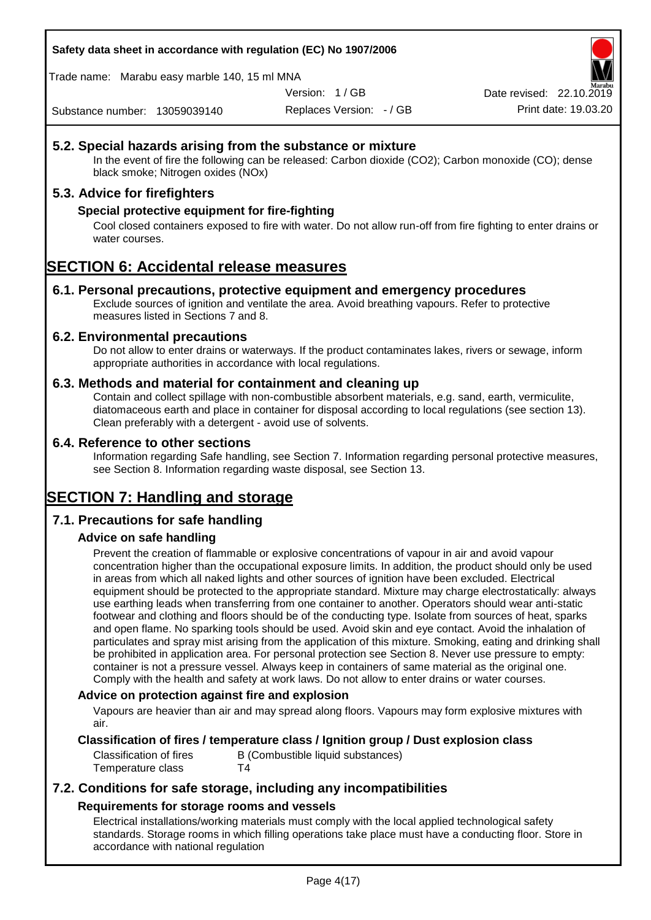## 5.2. Special hazards arising from the substance or mixture

In the event of fire the following can be released: Carbon dioxide ($CO_2$); Carbon monoxide (CO); dense black smoke; Nitrogen oxides (NOx)

## 5.3. Advice for firefighters

### Special protective equipment for fire-fighting

Cool closed containers exposed to fire with water. Do not allow run-off from fire fighting to enter drains or water courses.

# SECTION 6: Accidental release measures

## 6.1. Personal precautions, protective equipment and emergency procedures

Exclude sources of ignition and ventilate the area. Avoid breathing vapours. Refer to protective measures listed in Sections 7 and 8.

## 6.2. Environmental precautions

Do not allow to enter drains or waterways. If the product contaminates lakes, rivers or sewage, inform appropriate authorities in accordance with local regulations.

## 6.3. Methods and material for containment and cleaning up

Contain and collect spillage with non-combustible absorbent materials, e.g. sand, earth, vermiculite, diatomaceous earth and place in container for disposal according to local regulations (see section 13). Clean preferably with a detergent - avoid use of solvents.

## 6.4. Reference to other sections

Information regarding Safe handling, see Section 7. Information regarding personal protective measures, see Section 8. Information regarding waste disposal, see Section 13.

# SECTION 7: Handling and storage

## 7.1. Precautions for safe handling

### Advice on safe handling

Prevent the creation of flammable or explosive concentrations of vapour in air and avoid vapour concentration higher than the occupational exposure limits. In addition, the product should only be used in areas from which all naked lights and other sources of ignition have been excluded. Electrical equipment should be protected to the appropriate standard. Mixture may charge electrostatically: always use earthing leads when transferring from one container to another. Operators should wear anti-static footwear and clothing and floors should be of the conducting type. Isolate from sources of heat, sparks and open flame. No sparking tools should be used. Avoid skin and eye contact. Avoid the inhalation of particulates and spray mist arising from the application of this mixture. Smoking, eating and drinking shall be prohibited in application area. For personal protection see Section 8. Never use pressure to empty: container is not a pressure vessel. Always keep in containers of same material as the original one. Comply with the health and safety at work laws. Do not allow to enter drains or water courses.

### Advice on protection against fire and explosion

Vapours are heavier than air and may spread along floors. Vapours may form explosive mixtures with air.

### Classification of fires / temperature class / Ignition group / Dust explosion class

| | |
|---|---|
| Classification of fires | B (Combustible liquid substances) |
| Temperature class | T4 |

## 7.2. Conditions for safe storage, including any incompatibilities

### Requirements for storage rooms and vessels

Electrical installations/working materials must comply with the local applied technological safety standards. Storage rooms in which filling operations take place must have a conducting floor. Store in accordance with national regulation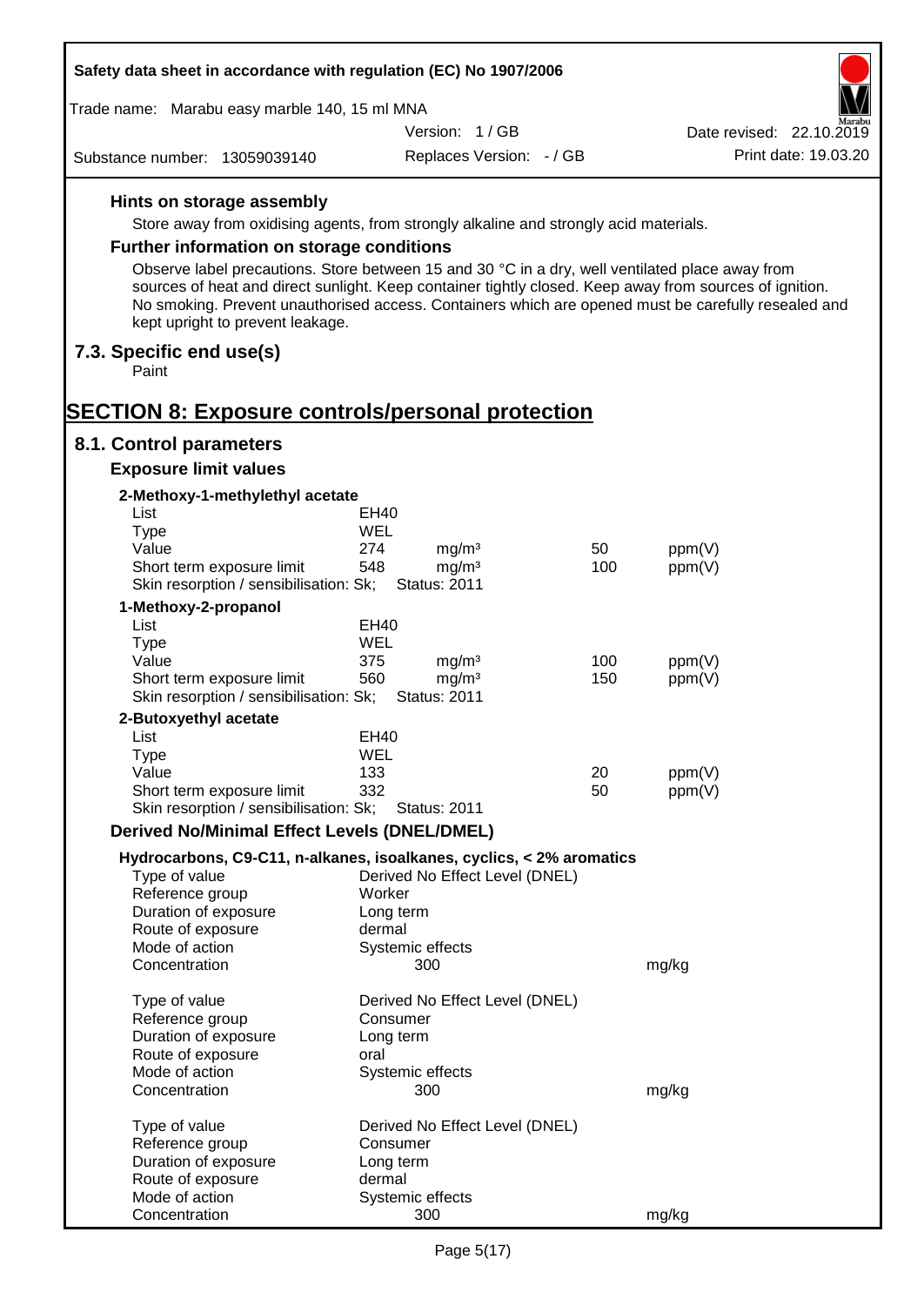#### Hints on storage assembly

Store away from oxidising agents, from strongly alkaline and strongly acid materials.

#### Further information on storage conditions

Observe label precautions. Store between 15 and 30 °C in a dry, well ventilated place away from sources of heat and direct sunlight. Keep container tightly closed. Keep away from sources of ignition. No smoking. Prevent unauthorised access. Containers which are opened must be carefully resealed and kept upright to prevent leakage.

### 7.3. Specific end use(s)

Paint

## SECTION 8: Exposure controls/personal protection

### 8.1. Control parameters

#### Exposure limit values

**2-Methoxy-1-methylethyl acetate**

| | | | | |
|---|---|---|---|---|
| List | EH40 | | | |
| Type | WEL | | | |
| Value | 274 | mg/m³ | 50 | ppm(V) |
| Short term exposure limit | 548 | mg/m³ | 100 | ppm(V) |
| Skin resorption / sensibilisation: Sk; | Status: 2011 | | | |

**1-Methoxy-2-propanol**

| | | | | |
|---|---|---|---|---|
| List | EH40 | | | |
| Type | WEL | | | |
| Value | 375 | mg/m³ | 100 | ppm(V) |
| Short term exposure limit | 560 | mg/m³ | 150 | ppm(V) |
| Skin resorption / sensibilisation: Sk; | Status: 2011 | | | |

**2-Butoxyethyl acetate**

| | | | | |
|---|---|---|---|---|
| List | EH40 | | | |
| Type | WEL | | | |
| Value | 133 | | 20 | ppm(V) |
| Short term exposure limit | 332 | | 50 | ppm(V) |
| Skin resorption / sensibilisation: Sk; | Status: 2011 | | | |

#### Derived No/Minimal Effect Levels (DNEL/DMEL)

**Hydrocarbons, C9-C11, n-alkanes, isoalkanes, cyclics, < 2% aromatics**

| | | |
|---|---|---|
| Type of value | Derived No Effect Level (DNEL) | |
| Reference group | Worker | |
| Duration of exposure | Long term | |
| Route of exposure | dermal | |
| Mode of action | Systemic effects | |
| Concentration | 300 | mg/kg |

| | | |
|---|---|---|
| Type of value | Derived No Effect Level (DNEL) | |
| Reference group | Consumer | |
| Duration of exposure | Long term | |
| Route of exposure | oral | |
| Mode of action | Systemic effects | |
| Concentration | 300 | mg/kg |

| | | |
|---|---|---|
| Type of value | Derived No Effect Level (DNEL) | |
| Reference group | Consumer | |
| Duration of exposure | Long term | |
| Route of exposure | dermal | |
| Mode of action | Systemic effects | |
| Concentration | 300 | mg/kg |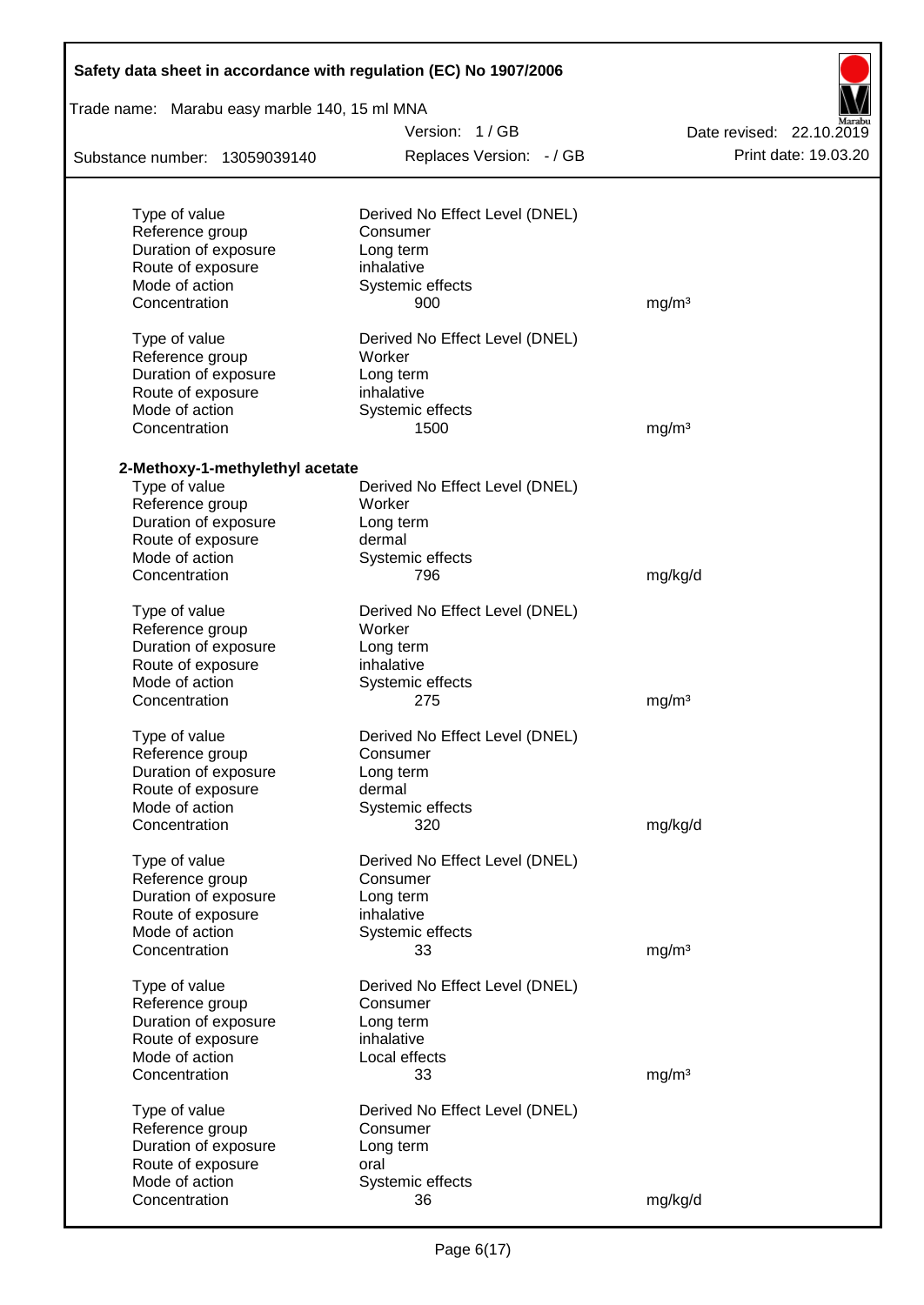| | | |
|---|---|---|
| Type of value | Derived No Effect Level (DNEL) | |
| Reference group | Consumer | |
| Duration of exposure | Long term | |
| Route of exposure | inhalative | |
| Mode of action | Systemic effects | |
| Concentration | 900 | mg/m³ |

| | | |
|---|---|---|
| Type of value | Derived No Effect Level (DNEL) | |
| Reference group | Worker | |
| Duration of exposure | Long term | |
| Route of exposure | inhalative | |
| Mode of action | Systemic effects | |
| Concentration | 1500 | mg/m³ |

**2-Methoxy-1-methylethyl acetate**

| | | |
|---|---|---|
| Type of value | Derived No Effect Level (DNEL) | |
| Reference group | Worker | |
| Duration of exposure | Long term | |
| Route of exposure | dermal | |
| Mode of action | Systemic effects | |
| Concentration | 796 | mg/kg/d |

| | | |
|---|---|---|
| Type of value | Derived No Effect Level (DNEL) | |
| Reference group | Worker | |
| Duration of exposure | Long term | |
| Route of exposure | inhalative | |
| Mode of action | Systemic effects | |
| Concentration | 275 | mg/m³ |

| | | |
|---|---|---|
| Type of value | Derived No Effect Level (DNEL) | |
| Reference group | Consumer | |
| Duration of exposure | Long term | |
| Route of exposure | dermal | |
| Mode of action | Systemic effects | |
| Concentration | 320 | mg/kg/d |

| | | |
|---|---|---|
| Type of value | Derived No Effect Level (DNEL) | |
| Reference group | Consumer | |
| Duration of exposure | Long term | |
| Route of exposure | inhalative | |
| Mode of action | Systemic effects | |
| Concentration | 33 | mg/m³ |

| | | |
|---|---|---|
| Type of value | Derived No Effect Level (DNEL) | |
| Reference group | Consumer | |
| Duration of exposure | Long term | |
| Route of exposure | inhalative | |
| Mode of action | Local effects | |
| Concentration | 33 | mg/m³ |

| | | |
|---|---|---|
| Type of value | Derived No Effect Level (DNEL) | |
| Reference group | Consumer | |
| Duration of exposure | Long term | |
| Route of exposure | oral | |
| Mode of action | Systemic effects | |
| Concentration | 36 | mg/kg/d |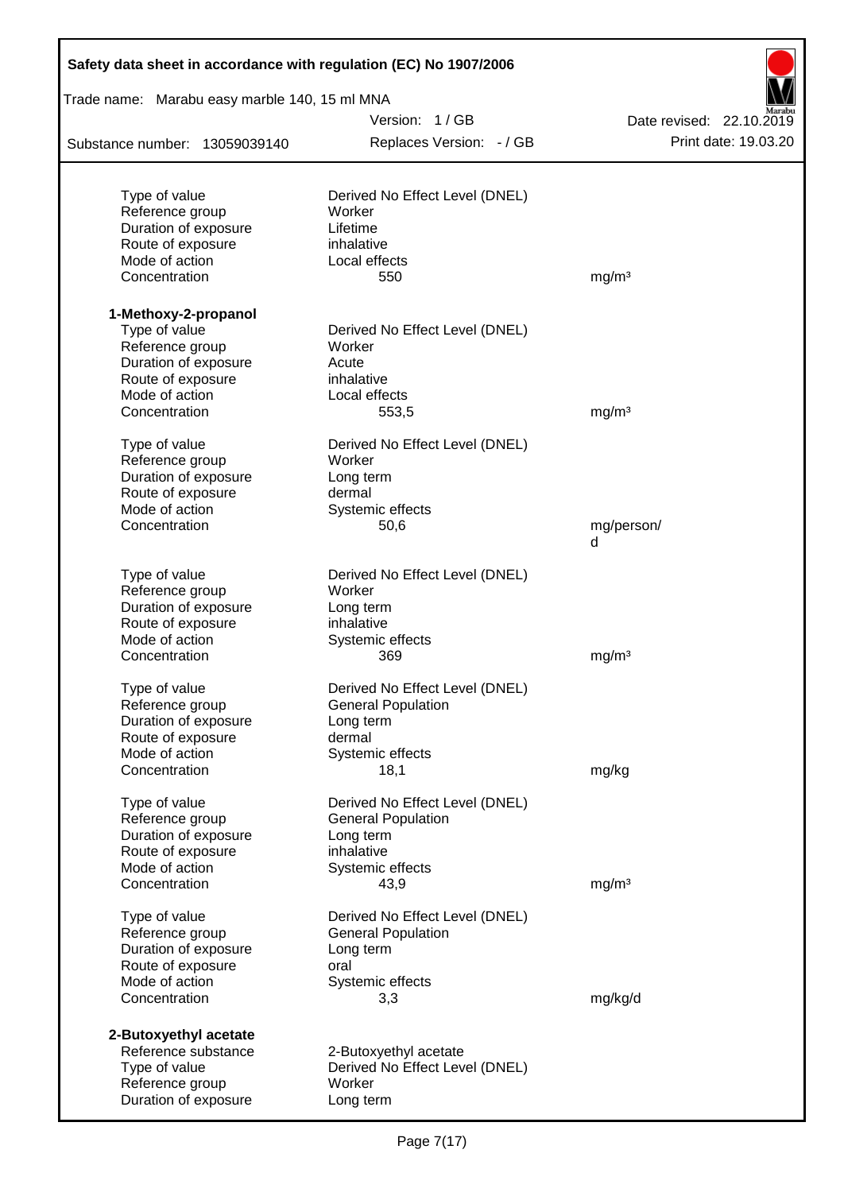| | | |
|---|---|---|
| Type of value | Derived No Effect Level (DNEL) | |
| Reference group | Worker | |
| Duration of exposure | Lifetime | |
| Route of exposure | inhalative | |
| Mode of action | Local effects | |
| Concentration | 550 | mg/m³ |

**1-Methoxy-2-propanol**

| | | |
|---|---|---|
| Type of value | Derived No Effect Level (DNEL) | |
| Reference group | Worker | |
| Duration of exposure | Acute | |
| Route of exposure | inhalative | |
| Mode of action | Local effects | |
| Concentration | 553,5 | mg/m³ |

| | | |
|---|---|---|
| Type of value | Derived No Effect Level (DNEL) | |
| Reference group | Worker | |
| Duration of exposure | Long term | |
| Route of exposure | dermal | |
| Mode of action | Systemic effects | |
| Concentration | 50,6 | mg/person/d |

| | | |
|---|---|---|
| Type of value | Derived No Effect Level (DNEL) | |
| Reference group | Worker | |
| Duration of exposure | Long term | |
| Route of exposure | inhalative | |
| Mode of action | Systemic effects | |
| Concentration | 369 | mg/m³ |

| | | |
|---|---|---|
| Type of value | Derived No Effect Level (DNEL) | |
| Reference group | General Population | |
| Duration of exposure | Long term | |
| Route of exposure | dermal | |
| Mode of action | Systemic effects | |
| Concentration | 18,1 | mg/kg |

| | | |
|---|---|---|
| Type of value | Derived No Effect Level (DNEL) | |
| Reference group | General Population | |
| Duration of exposure | Long term | |
| Route of exposure | inhalative | |
| Mode of action | Systemic effects | |
| Concentration | 43,9 | mg/m³ |

| | | |
|---|---|---|
| Type of value | Derived No Effect Level (DNEL) | |
| Reference group | General Population | |
| Duration of exposure | Long term | |
| Route of exposure | oral | |
| Mode of action | Systemic effects | |
| Concentration | 3,3 | mg/kg/d |

**2-Butoxyethyl acetate**

| | |
|---|---|
| Reference substance | 2-Butoxyethyl acetate |
| Type of value | Derived No Effect Level (DNEL) |
| Reference group | Worker |
| Duration of exposure | Long term |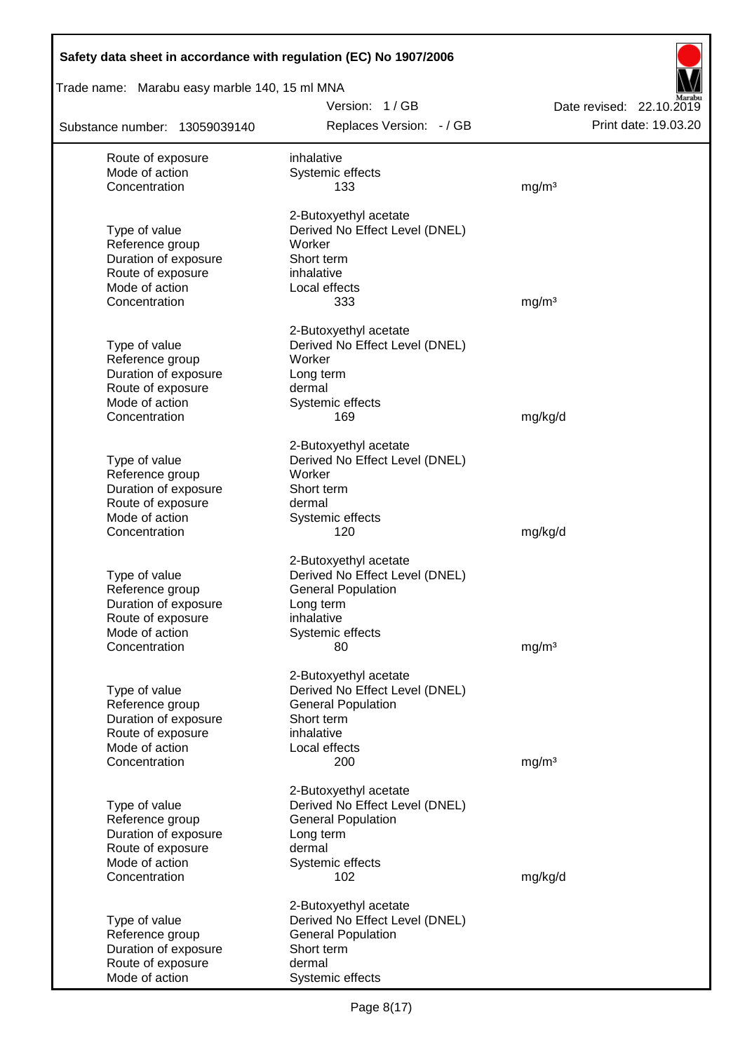| | | |
|---|---|---|
| Route of exposure | inhalative | |
| Mode of action | Systemic effects | |
| Concentration | 133 | mg/m³ |
| | 2-Butoxyethyl acetate | |
| Type of value | Derived No Effect Level (DNEL) | |
| Reference group | Worker | |
| Duration of exposure | Short term | |
| Route of exposure | inhalative | |
| Mode of action | Local effects | |
| Concentration | 333 | mg/m³ |
| | 2-Butoxyethyl acetate | |
| Type of value | Derived No Effect Level (DNEL) | |
| Reference group | Worker | |
| Duration of exposure | Long term | |
| Route of exposure | dermal | |
| Mode of action | Systemic effects | |
| Concentration | 169 | mg/kg/d |
| | 2-Butoxyethyl acetate | |
| Type of value | Derived No Effect Level (DNEL) | |
| Reference group | Worker | |
| Duration of exposure | Short term | |
| Route of exposure | dermal | |
| Mode of action | Systemic effects | |
| Concentration | 120 | mg/kg/d |
| | 2-Butoxyethyl acetate | |
| Type of value | Derived No Effect Level (DNEL) | |
| Reference group | General Population | |
| Duration of exposure | Long term | |
| Route of exposure | inhalative | |
| Mode of action | Systemic effects | |
| Concentration | 80 | mg/m³ |
| | 2-Butoxyethyl acetate | |
| Type of value | Derived No Effect Level (DNEL) | |
| Reference group | General Population | |
| Duration of exposure | Short term | |
| Route of exposure | inhalative | |
| Mode of action | Local effects | |
| Concentration | 200 | mg/m³ |
| | 2-Butoxyethyl acetate | |
| Type of value | Derived No Effect Level (DNEL) | |
| Reference group | General Population | |
| Duration of exposure | Long term | |
| Route of exposure | dermal | |
| Mode of action | Systemic effects | |
| Concentration | 102 | mg/kg/d |
| | 2-Butoxyethyl acetate | |
| Type of value | Derived No Effect Level (DNEL) | |
| Reference group | General Population | |
| Duration of exposure | Short term | |
| Route of exposure | dermal | |
| Mode of action | Systemic effects | |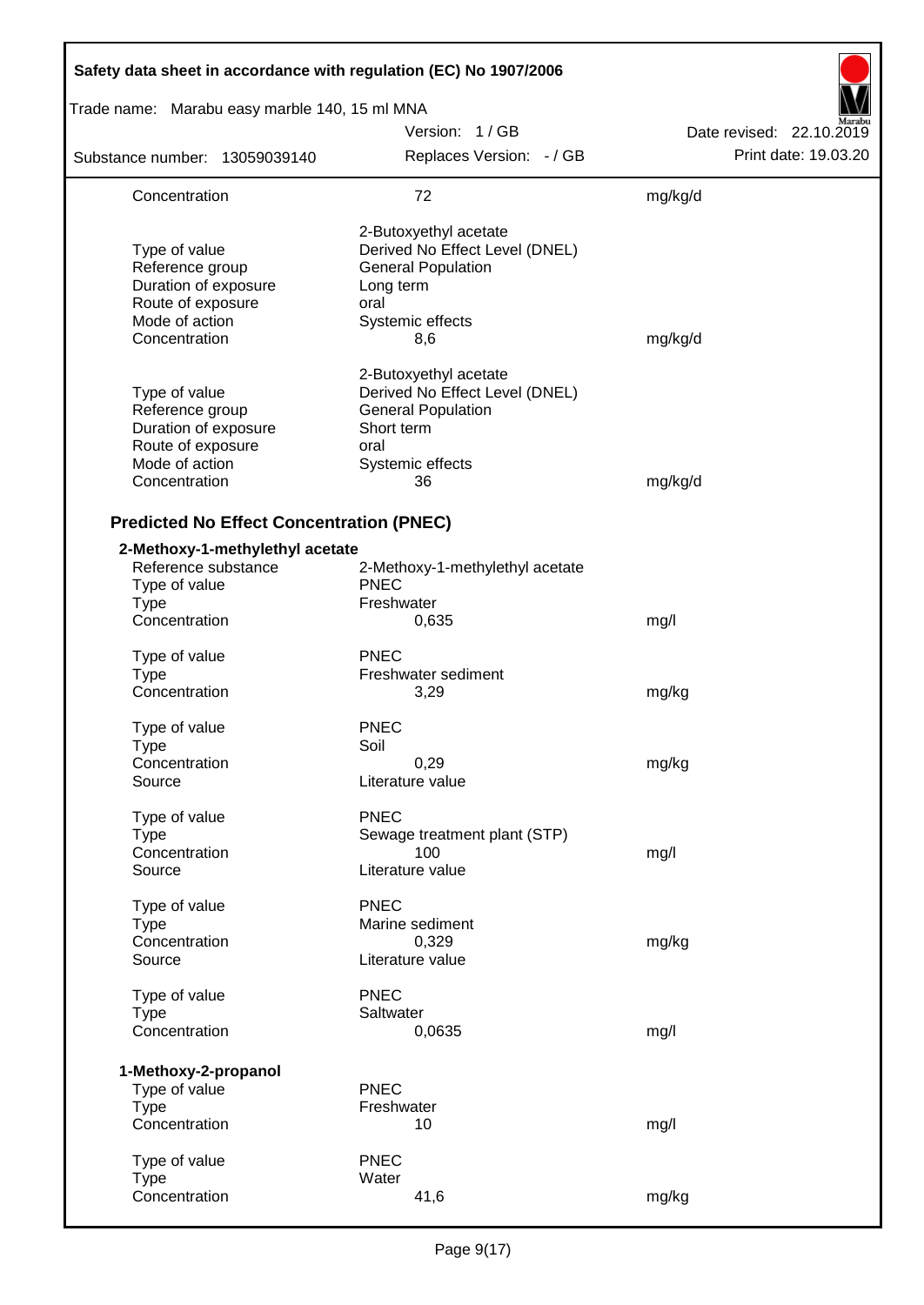| | | |
|---|---|---|
| Concentration | 72 | mg/kg/d |
| | 2-Butoxyethyl acetate | |
| Type of value | Derived No Effect Level (DNEL) | |
| Reference group | General Population | |
| Duration of exposure | Long term | |
| Route of exposure | oral | |
| Mode of action | Systemic effects | |
| Concentration | 8,6 | mg/kg/d |
| | 2-Butoxyethyl acetate | |
| Type of value | Derived No Effect Level (DNEL) | |
| Reference group | General Population | |
| Duration of exposure | Short term | |
| Route of exposure | oral | |
| Mode of action | Systemic effects | |
| Concentration | 36 | mg/kg/d |

**Predicted No Effect Concentration (PNEC)**

**2-Methoxy-1-methylethyl acetate**

| | | |
|---|---|---|
| Reference substance | 2-Methoxy-1-methylethyl acetate | |
| Type of value | PNEC | |
| Type | Freshwater | |
| Concentration | 0,635 | mg/l |
| Type of value | PNEC | |
| Type | Freshwater sediment | |
| Concentration | 3,29 | mg/kg |
| Type of value | PNEC | |
| Type | Soil | |
| Concentration | 0,29 | mg/kg |
| Source | Literature value | |
| Type of value | PNEC | |
| Type | Sewage treatment plant (STP) | |
| Concentration | 100 | mg/l |
| Source | Literature value | |
| Type of value | PNEC | |
| Type | Marine sediment | |
| Concentration | 0,329 | mg/kg |
| Source | Literature value | |
| Type of value | PNEC | |
| Type | Saltwater | |
| Concentration | 0,0635 | mg/l |

**1-Methoxy-2-propanol**

| | | |
|---|---|---|
| Type of value | PNEC | |
| Type | Freshwater | |
| Concentration | 10 | mg/l |
| Type of value | PNEC | |
| Type | Water | |
| Concentration | 41,6 | mg/kg |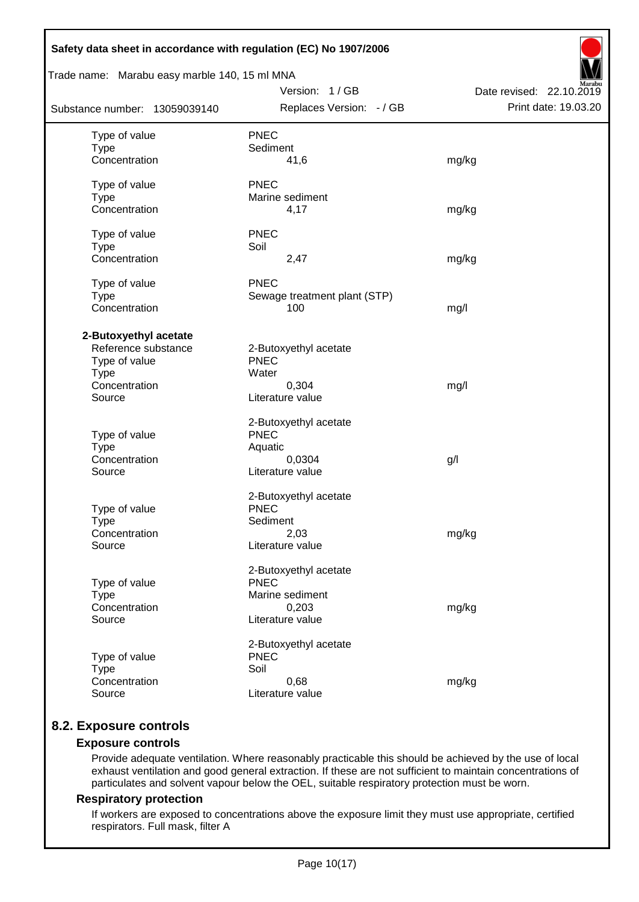| | | |
|---|---|---|
| Type of value | PNEC | |
| Type | Sediment | |
| Concentration | 41,6 | mg/kg |
| | | |
| Type of value | PNEC | |
| Type | Marine sediment | |
| Concentration | 4,17 | mg/kg |
| | | |
| Type of value | PNEC | |
| Type | Soil | |
| Concentration | 2,47 | mg/kg |
| | | |
| Type of value | PNEC | |
| Type | Sewage treatment plant (STP) | |
| Concentration | 100 | mg/l |

**2-Butoxyethyl acetate**

| | | |
|---|---|---|
| Reference substance | 2-Butoxyethyl acetate | |
| Type of value | PNEC | |
| Type | Water | |
| Concentration | 0,304 | mg/l |
| Source | Literature value | |
| | | |
| | 2-Butoxyethyl acetate | |
| Type of value | PNEC | |
| Type | Aquatic | |
| Concentration | 0,0304 | g/l |
| Source | Literature value | |
| | | |
| | 2-Butoxyethyl acetate | |
| Type of value | PNEC | |
| Type | Sediment | |
| Concentration | 2,03 | mg/kg |
| Source | Literature value | |
| | | |
| | 2-Butoxyethyl acetate | |
| Type of value | PNEC | |
| Type | Marine sediment | |
| Concentration | 0,203 | mg/kg |
| Source | Literature value | |
| | | |
| | 2-Butoxyethyl acetate | |
| Type of value | PNEC | |
| Type | Soil | |
| Concentration | 0,68 | mg/kg |
| Source | Literature value | |

## 8.2. Exposure controls

### Exposure controls

Provide adequate ventilation. Where reasonably practicable this should be achieved by the use of local exhaust ventilation and good general extraction. If these are not sufficient to maintain concentrations of particulates and solvent vapour below the OEL, suitable respiratory protection must be worn.

### Respiratory protection

If workers are exposed to concentrations above the exposure limit they must use appropriate, certified respirators. Full mask, filter A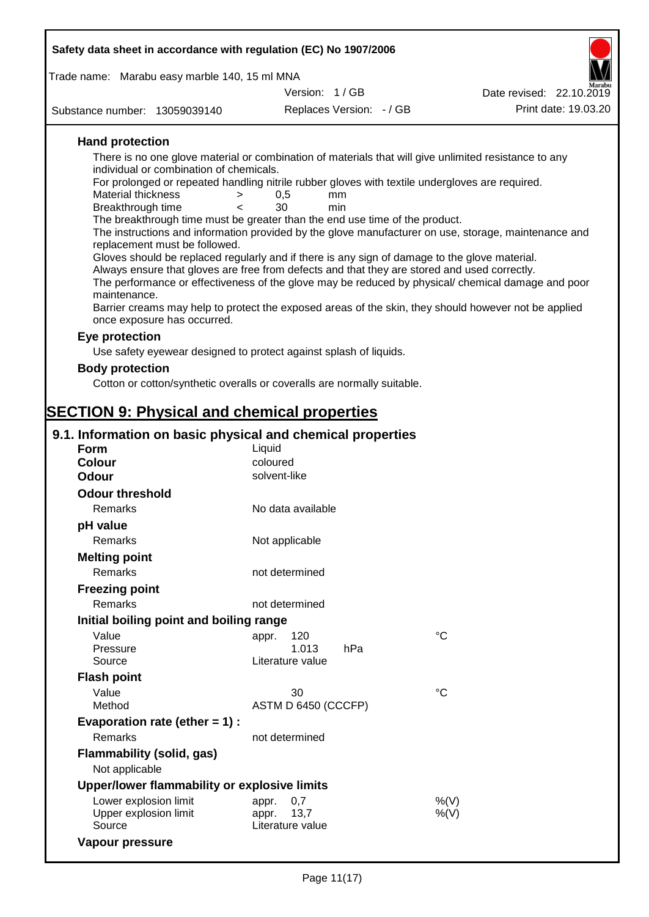### Hand protection

There is no one glove material or combination of materials that will give unlimited resistance to any individual or combination of chemicals.

For prolonged or repeated handling nitrile rubber gloves with textile undergloves are required.

| | | | |
|---|---|---|---|
| Material thickness | > | 0,5 | mm |
| Breakthrough time | < | 30 | min |

The breakthrough time must be greater than the end use time of the product.

The instructions and information provided by the glove manufacturer on use, storage, maintenance and replacement must be followed.

Gloves should be replaced regularly and if there is any sign of damage to the glove material.

Always ensure that gloves are free from defects and that they are stored and used correctly.

The performance or effectiveness of the glove may be reduced by physical/ chemical damage and poor maintenance.

Barrier creams may help to protect the exposed areas of the skin, they should however not be applied once exposure has occurred.

### Eye protection

Use safety eyewear designed to protect against splash of liquids.

### Body protection

Cotton or cotton/synthetic overalls or coveralls are normally suitable.

# SECTION 9: Physical and chemical properties

## 9.1. Information on basic physical and chemical properties

| | | |
|---|---|---|
| **Form** | Liquid | |
| **Colour** | coloured | |
| **Odour** | solvent-like | |
| **Odour threshold** | | |
| Remarks | No data available | |
| **pH value** | | |
| Remarks | Not applicable | |
| **Melting point** | | |
| Remarks | not determined | |
| **Freezing point** | | |
| Remarks | not determined | |
| **Initial boiling point and boiling range** | | |
| Value | appr. 120 | °C |
| Pressure | 1.013 hPa | |
| Source | Literature value | |
| **Flash point** | | |
| Value | 30 | °C |
| Method | ASTM D 6450 (CCCFP) | |
| **Evaporation rate (ether = 1) :** | | |
| Remarks | not determined | |
| **Flammability (solid, gas)** | | |
| Not applicable | | |
| **Upper/lower flammability or explosive limits** | | |
| Lower explosion limit | appr. 0,7 | %(V) |
| Upper explosion limit | appr. 13,7 | %(V) |
| Source | Literature value | |
| **Vapour pressure** | | |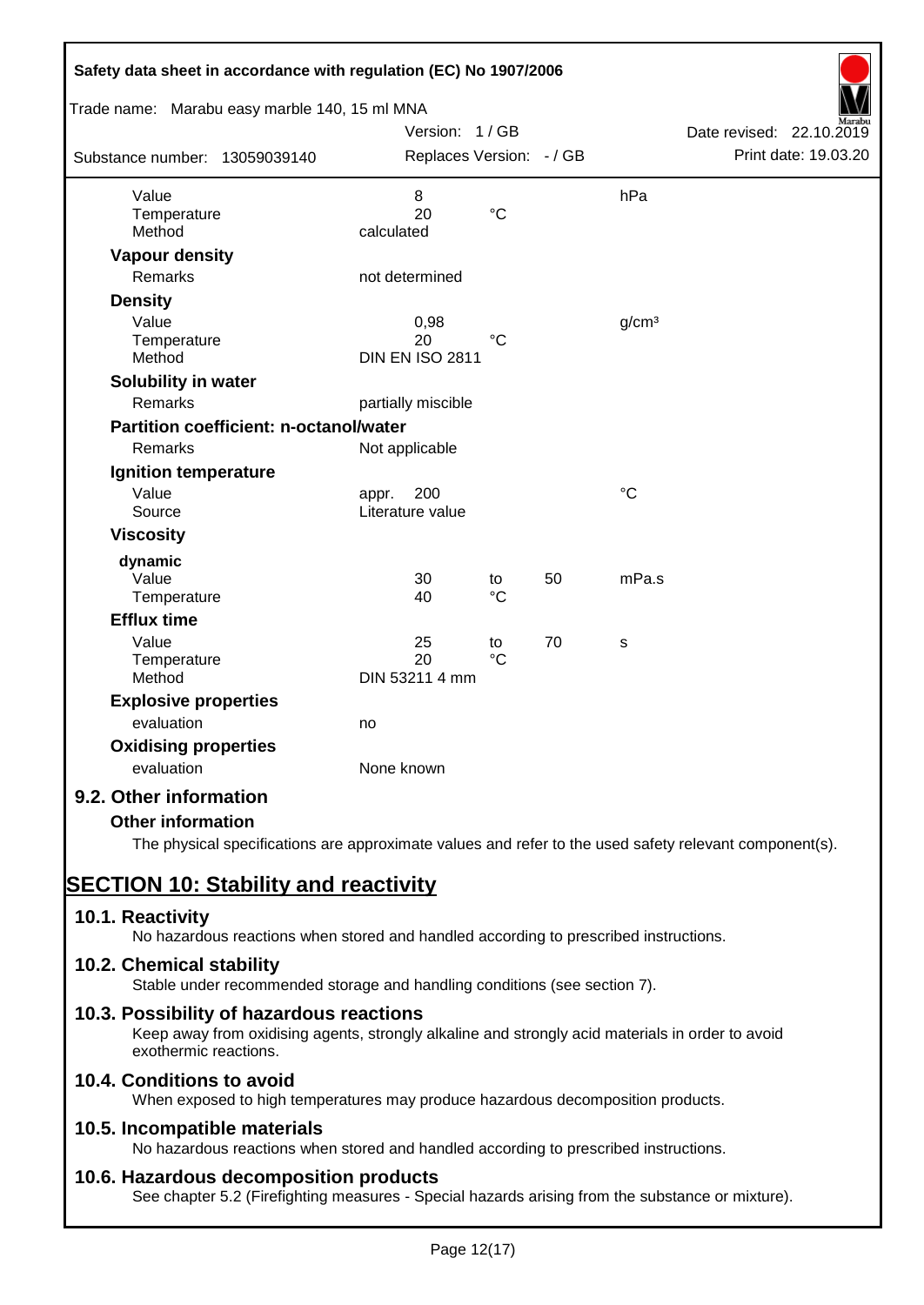| | | | | |
|---|---|---|---|---|
| Value | 8 | | | hPa |
| Temperature | 20 | °C | | |
| Method | calculated | | | |

**Vapour density**

| | |
|---|---|
| Remarks | not determined |

**Density**

| | | | |
|---|---|---|---|
| Value | 0,98 | | g/cm³ |
| Temperature | 20 | °C | |
| Method | DIN EN ISO 2811 | | |

**Solubility in water**

| | |
|---|---|
| Remarks | partially miscible |

**Partition coefficient: n-octanol/water**

| | |
|---|---|
| Remarks | Not applicable |

**Ignition temperature**

| | | |
|---|---|---|
| Value | appr. 200 | °C |
| Source | Literature value | |

**Viscosity**

**dynamic**

| | | | | |
|---|---|---|---|---|
| Value | 30 | to | 50 | mPa.s |
| Temperature | 40 | °C | | |

**Efflux time**

| | | | | |
|---|---|---|---|---|
| Value | 25 | to | 70 | s |
| Temperature | 20 | °C | | |
| Method | DIN 53211 4 mm | | | |

**Explosive properties**

| | |
|---|---|
| evaluation | no |

**Oxidising properties**

| | |
|---|---|
| evaluation | None known |

### 9.2. Other information

**Other information**

The physical specifications are approximate values and refer to the used safety relevant component(s).

## SECTION 10: Stability and reactivity

### 10.1. Reactivity

No hazardous reactions when stored and handled according to prescribed instructions.

### 10.2. Chemical stability

Stable under recommended storage and handling conditions (see section 7).

### 10.3. Possibility of hazardous reactions

Keep away from oxidising agents, strongly alkaline and strongly acid materials in order to avoid exothermic reactions.

### 10.4. Conditions to avoid

When exposed to high temperatures may produce hazardous decomposition products.

### 10.5. Incompatible materials

No hazardous reactions when stored and handled according to prescribed instructions.

### 10.6. Hazardous decomposition products

See chapter 5.2 (Firefighting measures - Special hazards arising from the substance or mixture).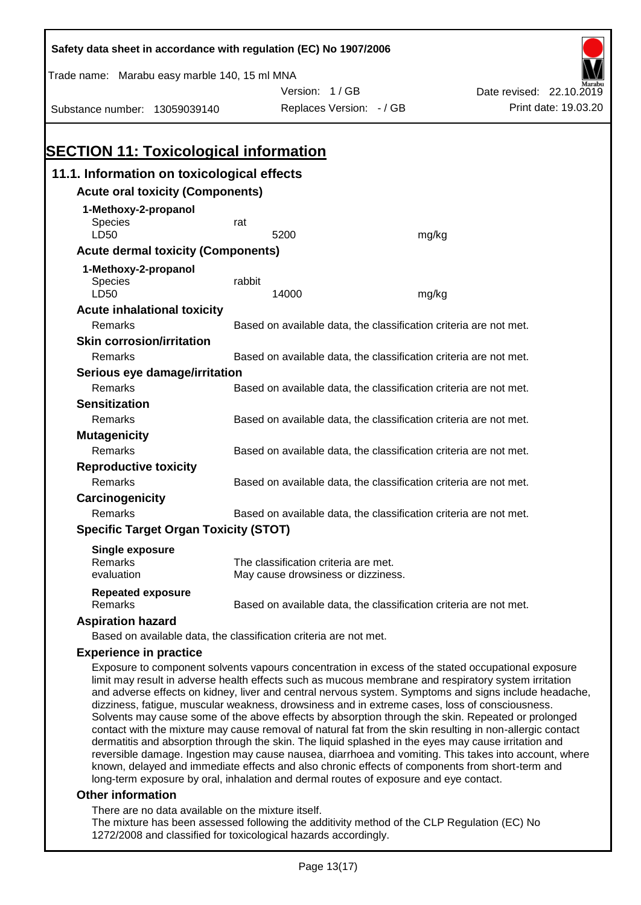Safety data sheet in accordance with regulation (EC) No 1907/2006

Trade name: Marabu easy marble 140, 15 ml MNA

Version: 1 / GB

Date revised: 22.10.2019

Substance number: 13059039140

Replaces Version: - / GB

Print date: 19.03.20

# SECTION 11: Toxicological information

## 11.1. Information on toxicological effects

### Acute oral toxicity (Components)

**1-Methoxy-2-propanol**

| | | |
|---|---|---|
| Species | rat | |
| LD50 | 5200 | mg/kg |

### Acute dermal toxicity (Components)

**1-Methoxy-2-propanol**

| | | |
|---|---|---|
| Species | rabbit | |
| LD50 | 14000 | mg/kg |

### Acute inhalational toxicity

Remarks: Based on available data, the classification criteria are not met.

### Skin corrosion/irritation

Remarks: Based on available data, the classification criteria are not met.

### Serious eye damage/irritation

Remarks: Based on available data, the classification criteria are not met.

### Sensitization

Remarks: Based on available data, the classification criteria are not met.

### Mutagenicity

Remarks: Based on available data, the classification criteria are not met.

### Reproductive toxicity

Remarks: Based on available data, the classification criteria are not met.

### Carcinogenicity

Remarks: Based on available data, the classification criteria are not met.

### Specific Target Organ Toxicity (STOT)

**Single exposure**

Remarks: The classification criteria are met.

evaluation: May cause drowsiness or dizziness.

**Repeated exposure**

Remarks: Based on available data, the classification criteria are not met.

### Aspiration hazard

Based on available data, the classification criteria are not met.

### Experience in practice

Exposure to component solvents vapours concentration in excess of the stated occupational exposure limit may result in adverse health effects such as mucous membrane and respiratory system irritation and adverse effects on kidney, liver and central nervous system. Symptoms and signs include headache, dizziness, fatigue, muscular weakness, drowsiness and in extreme cases, loss of consciousness. Solvents may cause some of the above effects by absorption through the skin. Repeated or prolonged contact with the mixture may cause removal of natural fat from the skin resulting in non-allergic contact dermatitis and absorption through the skin. The liquid splashed in the eyes may cause irritation and reversible damage. Ingestion may cause nausea, diarrhoea and vomiting. This takes into account, where known, delayed and immediate effects and also chronic effects of components from short-term and long-term exposure by oral, inhalation and dermal routes of exposure and eye contact.

### Other information

There are no data available on the mixture itself.
The mixture has been assessed following the additivity method of the CLP Regulation (EC) No 1272/2008 and classified for toxicological hazards accordingly.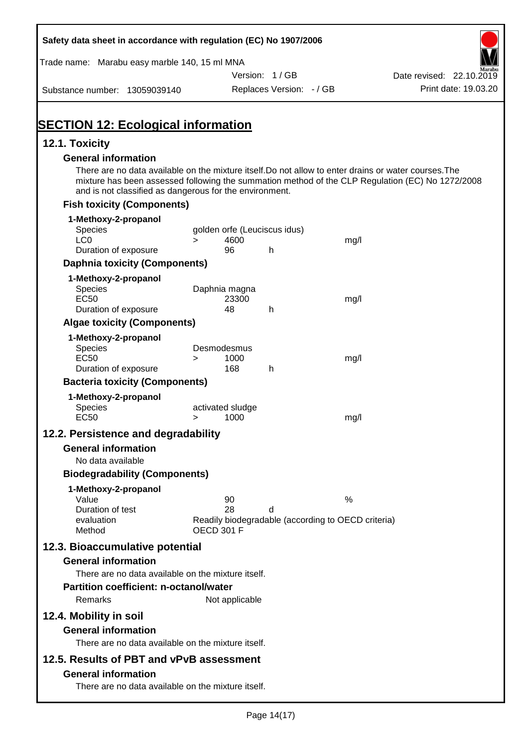Safety data sheet in accordance with regulation (EC) No 1907/2006

Trade name: Marabu easy marble 140, 15 ml MNA

Version: 1 / GB

Date revised: 22.10.2019

Substance number: 13059039140

Replaces Version: - / GB

Print date: 19.03.20

# SECTION 12: Ecological information

## 12.1. Toxicity

### General information

There are no data available on the mixture itself.Do not allow to enter drains or water courses.The mixture has been assessed following the summation method of the CLP Regulation (EC) No 1272/2008 and is not classified as dangerous for the environment.

### Fish toxicity (Components)

**1-Methoxy-2-propanol**

| | | | | |
|---|---|---|---|---|
| Species | golden orfe (Leuciscus idus) | | | |
| LC0 | > | 4600 | | mg/l |
| Duration of exposure | | 96 | h | |

### Daphnia toxicity (Components)

**1-Methoxy-2-propanol**

| | | | | |
|---|---|---|---|---|
| Species | Daphnia magna | | | |
| EC50 | | 23300 | | mg/l |
| Duration of exposure | | 48 | h | |

### Algae toxicity (Components)

**1-Methoxy-2-propanol**

| | | | | |
|---|---|---|---|---|
| Species | Desmodesmus | | | |
| EC50 | > | 1000 | | mg/l |
| Duration of exposure | | 168 | h | |

### Bacteria toxicity (Components)

**1-Methoxy-2-propanol**

| | | | | |
|---|---|---|---|---|
| Species | activated sludge | | | |
| EC50 | > | 1000 | | mg/l |

## 12.2. Persistence and degradability

### General information

No data available

### Biodegradability (Components)

**1-Methoxy-2-propanol**

| | | | |
|---|---|---|---|
| Value | 90 | | % |
| Duration of test | 28 | d | |
| evaluation | Readily biodegradable (according to OECD criteria) | | |
| Method | OECD 301 F | | |

## 12.3. Bioaccumulative potential

### General information

There are no data available on the mixture itself.

### Partition coefficient: n-octanol/water

Remarks Not applicable

## 12.4. Mobility in soil

### General information

There are no data available on the mixture itself.

## 12.5. Results of PBT and vPvB assessment

### General information

There are no data available on the mixture itself.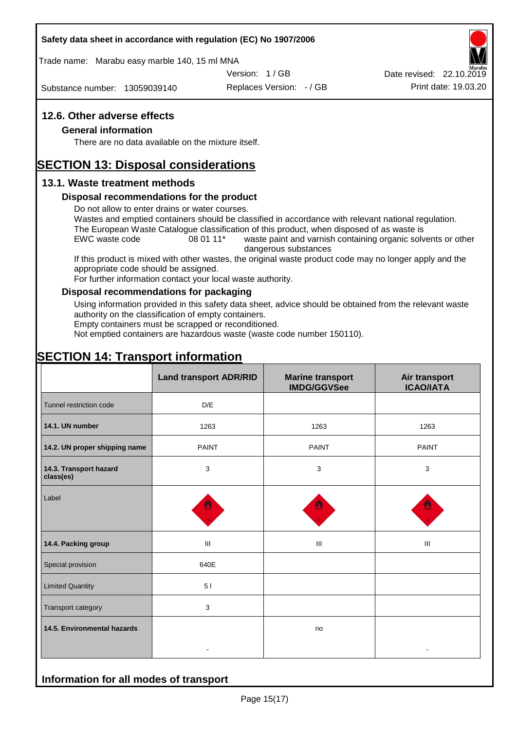## 12.6. Other adverse effects

### General information

There are no data available on the mixture itself.

# SECTION 13: Disposal considerations

## 13.1. Waste treatment methods

### Disposal recommendations for the product

Do not allow to enter drains or water courses.
Wastes and emptied containers should be classified in accordance with relevant national regulation.
The European Waste Catalogue classification of this product, when disposed of as waste is
EWC waste code 08 01 11* waste paint and varnish containing organic solvents or other dangerous substances
If this product is mixed with other wastes, the original waste product code may no longer apply and the appropriate code should be assigned.
For further information contact your local waste authority.

### Disposal recommendations for packaging

Using information provided in this safety data sheet, advice should be obtained from the relevant waste authority on the classification of empty containers.
Empty containers must be scrapped or reconditioned.
Not emptied containers are hazardous waste (waste code number 150110).

# SECTION 14: Transport information

| | Land transport ADR/RID | Marine transport IMDG/GGVSee | Air transport ICAO/IATA |
|---|---|---|---|
| Tunnel restriction code | D/E | | |
| **14.1. UN number** | 1263 | 1263 | 1263 |
| **14.2. UN proper shipping name** | PAINT | PAINT | PAINT |
| **14.3. Transport hazard class(es)** | 3 | 3 | 3 |
| Label | | | |
| **14.4. Packing group** | III | III | III |
| Special provision | 640E | | |
| Limited Quantity | 5 l | | |
| Transport category | 3 | | |
| **14.5. Environmental hazards** | - | no | - |

## Information for all modes of transport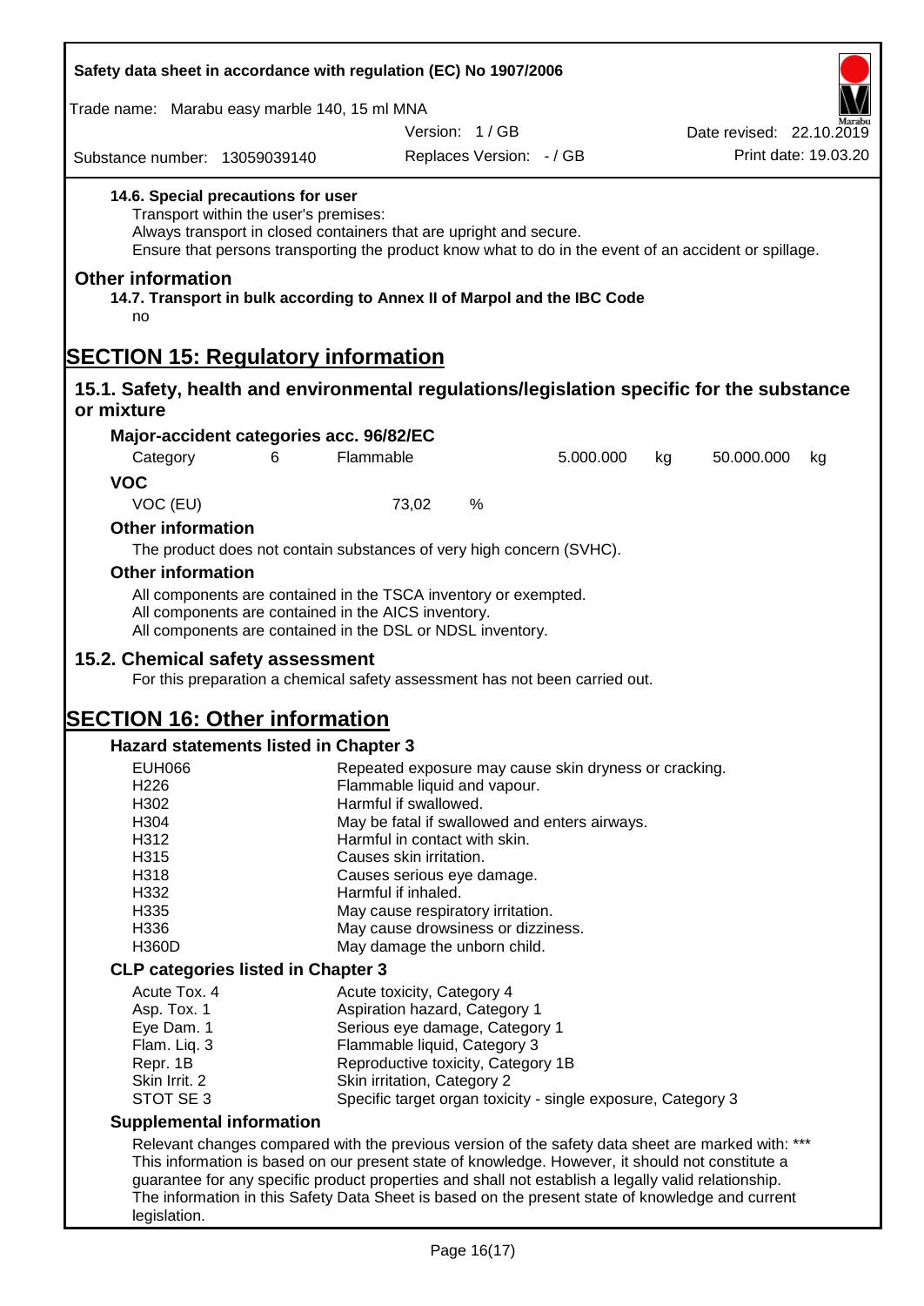**14.6. Special precautions for user**

Transport within the user's premises:
Always transport in closed containers that are upright and secure.
Ensure that persons transporting the product know what to do in the event of an accident or spillage.

**Other information**

**14.7. Transport in bulk according to Annex II of Marpol and the IBC Code**

no

# SECTION 15: Regulatory information

## 15.1. Safety, health and environmental regulations/legislation specific for the substance or mixture

**Major-accident categories acc. 96/82/EC**

| Category | 6 | Flammable | 5.000.000 | kg | 50.000.000 | kg |
|---|---|---|---|---|---|---|

**VOC**

| VOC (EU) | 73,02 | % |
|---|---|---|

**Other information**

The product does not contain substances of very high concern (SVHC).

**Other information**

All components are contained in the TSCA inventory or exempted.
All components are contained in the AICS inventory.
All components are contained in the DSL or NDSL inventory.

## 15.2. Chemical safety assessment

For this preparation a chemical safety assessment has not been carried out.

# SECTION 16: Other information

**Hazard statements listed in Chapter 3**

| | |
|---|---|
| EUH066 | Repeated exposure may cause skin dryness or cracking. |
| H226 | Flammable liquid and vapour. |
| H302 | Harmful if swallowed. |
| H304 | May be fatal if swallowed and enters airways. |
| H312 | Harmful in contact with skin. |
| H315 | Causes skin irritation. |
| H318 | Causes serious eye damage. |
| H332 | Harmful if inhaled. |
| H335 | May cause respiratory irritation. |
| H336 | May cause drowsiness or dizziness. |
| H360D | May damage the unborn child. |

**CLP categories listed in Chapter 3**

| | |
|---|---|
| Acute Tox. 4 | Acute toxicity, Category 4 |
| Asp. Tox. 1 | Aspiration hazard, Category 1 |
| Eye Dam. 1 | Serious eye damage, Category 1 |
| Flam. Liq. 3 | Flammable liquid, Category 3 |
| Repr. 1B | Reproductive toxicity, Category 1B |
| Skin Irrit. 2 | Skin irritation, Category 2 |
| STOT SE 3 | Specific target organ toxicity - single exposure, Category 3 |

**Supplemental information**

Relevant changes compared with the previous version of the safety data sheet are marked with: ***
This information is based on our present state of knowledge. However, it should not constitute a guarantee for any specific product properties and shall not establish a legally valid relationship.
The information in this Safety Data Sheet is based on the present state of knowledge and current legislation.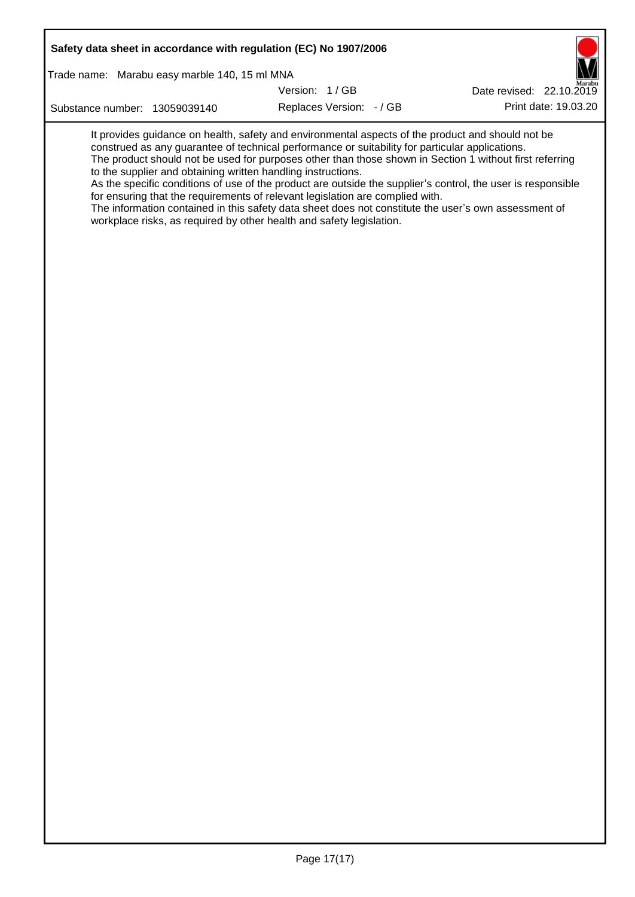It provides guidance on health, safety and environmental aspects of the product and should not be construed as any guarantee of technical performance or suitability for particular applications.
The product should not be used for purposes other than those shown in Section 1 without first referring to the supplier and obtaining written handling instructions.
As the specific conditions of use of the product are outside the supplier's control, the user is responsible for ensuring that the requirements of relevant legislation are complied with.
The information contained in this safety data sheet does not constitute the user's own assessment of workplace risks, as required by other health and safety legislation.